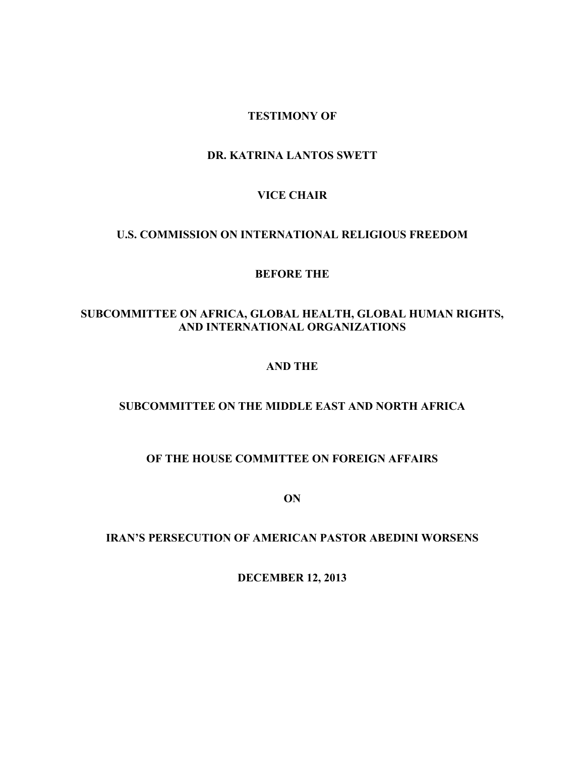**TESTIMONY OF**

**DR. KATRINA LANTOS SWETT**

**VICE CHAIR**

**U.S. COMMISSION ON INTERNATIONAL RELIGIOUS FREEDOM**

**BEFORE THE**

**SUBCOMMITTEE ON AFRICA, GLOBAL HEALTH, GLOBAL HUMAN RIGHTS, AND INTERNATIONAL ORGANIZATIONS**

**AND THE**

**SUBCOMMITTEE ON THE MIDDLE EAST AND NORTH AFRICA**

**OF THE HOUSE COMMITTEE ON FOREIGN AFFAIRS**

**ON**

**IRAN'S PERSECUTION OF AMERICAN PASTOR ABEDINI WORSENS**

**DECEMBER 12, 2013**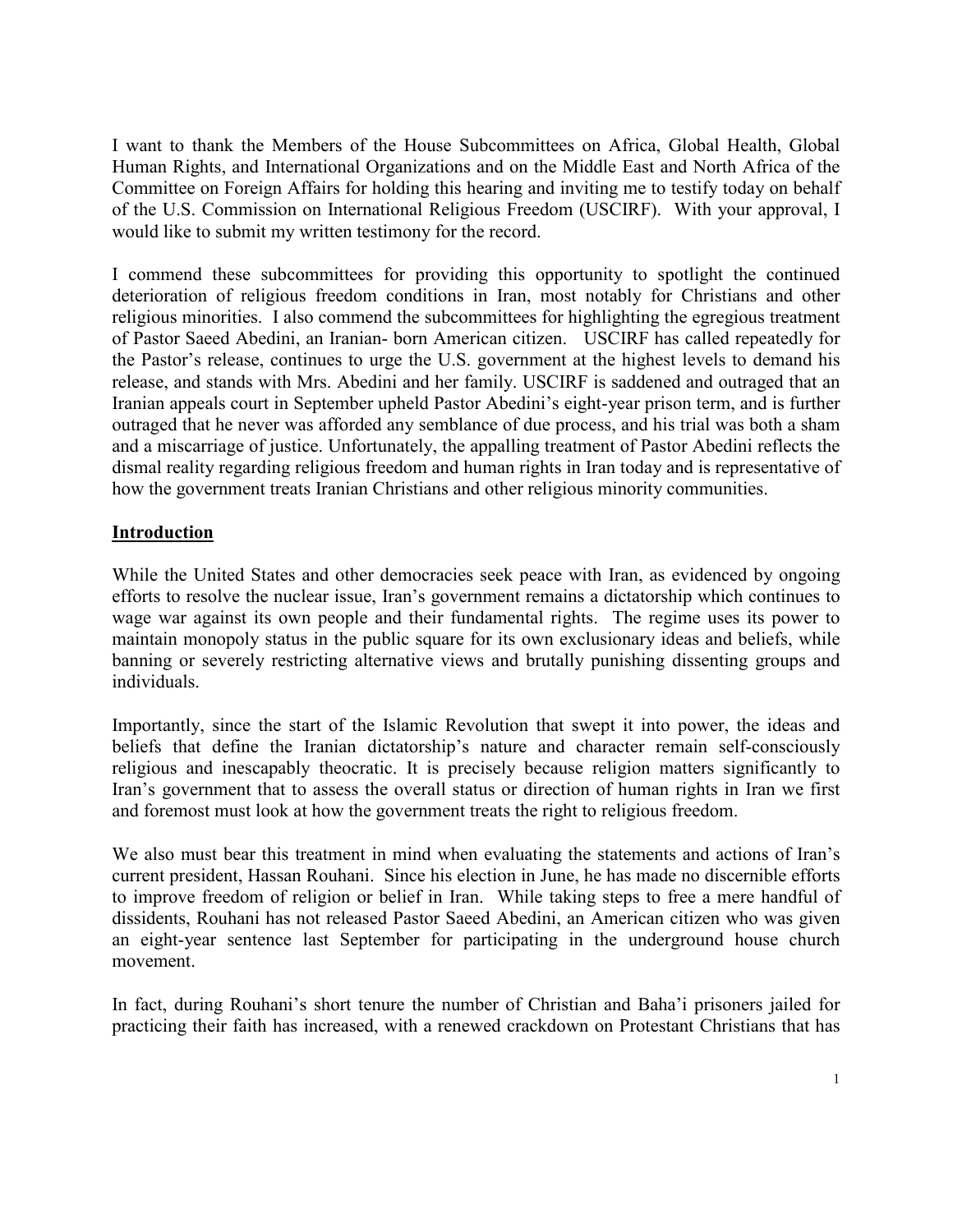I want to thank the Members of the House Subcommittees on Africa, Global Health, Global Human Rights, and International Organizations and on the Middle East and North Africa of the Committee on Foreign Affairs for holding this hearing and inviting me to testify today on behalf of the U.S. Commission on International Religious Freedom (USCIRF). With your approval, I would like to submit my written testimony for the record.

I commend these subcommittees for providing this opportunity to spotlight the continued deterioration of religious freedom conditions in Iran, most notably for Christians and other religious minorities. I also commend the subcommittees for highlighting the egregious treatment of Pastor Saeed Abedini, an Iranian- born American citizen. USCIRF has called repeatedly for the Pastor's release, continues to urge the U.S. government at the highest levels to demand his release, and stands with Mrs. Abedini and her family. USCIRF is saddened and outraged that an Iranian appeals court in September upheld Pastor Abedini's eight-year prison term, and is further outraged that he never was afforded any semblance of due process, and his trial was both a sham and a miscarriage of justice. Unfortunately, the appalling treatment of Pastor Abedini reflects the dismal reality regarding religious freedom and human rights in Iran today and is representative of how the government treats Iranian Christians and other religious minority communities.

## Introduction

While the United States and other democracies seek peace with Iran, as evidenced by ongoing efforts to resolve the nuclear issue, Iran's government remains a dictatorship which continues to wage war against its own people and their fundamental rights. The regime uses its power to maintain monopoly status in the public square for its own exclusionary ideas and beliefs, while banning or severely restricting alternative views and brutally punishing dissenting groups and individuals.

Importantly, since the start of the Islamic Revolution that swept it into power, the ideas and beliefs that define the Iranian dictatorship's nature and character remain self-consciously religious and inescapably theocratic. It is precisely because religion matters significantly to Iran's government that to assess the overall status or direction of human rights in Iran we first and foremost must look at how the government treats the right to religious freedom.

We also must bear this treatment in mind when evaluating the statements and actions of Iran's current president, Hassan Rouhani. Since his election in June, he has made no discernible efforts to improve freedom of religion or belief in Iran. While taking steps to free a mere handful of dissidents, Rouhani has not released Pastor Saeed Abedini, an American citizen who was given an eight-year sentence last September for participating in the underground house church movement.

In fact, during Rouhani's short tenure the number of Christian and Baha'i prisoners jailed for practicing their faith has increased, with a renewed crackdown on Protestant Christians that has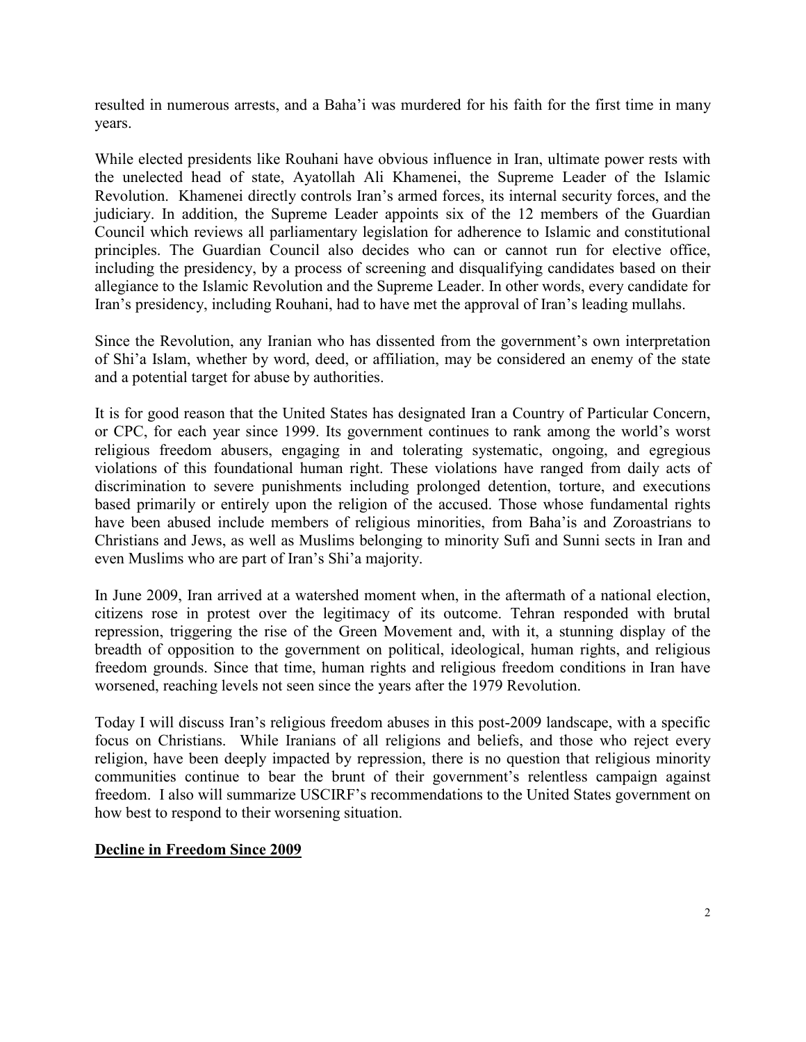resulted in numerous arrests, and a Baha'i was murdered for his faith for the first time in many years.

While elected presidents like Rouhani have obvious influence in Iran, ultimate power rests with the unelected head of state, Ayatollah Ali Khamenei, the Supreme Leader of the Islamic Revolution. Khamenei directly controls Iran's armed forces, its internal security forces, and the judiciary. In addition, the Supreme Leader appoints six of the 12 members of the Guardian Council which reviews all parliamentary legislation for adherence to Islamic and constitutional principles. The Guardian Council also decides who can or cannot run for elective office, including the presidency, by a process of screening and disqualifying candidates based on their allegiance to the Islamic Revolution and the Supreme Leader. In other words, every candidate for Iran's presidency, including Rouhani, had to have met the approval of Iran's leading mullahs.

Since the Revolution, any Iranian who has dissented from the government's own interpretation of Shi'a Islam, whether by word, deed, or affiliation, may be considered an enemy of the state and a potential target for abuse by authorities.

It is for good reason that the United States has designated Iran a Country of Particular Concern, or CPC, for each year since 1999. Its government continues to rank among the world's worst religious freedom abusers, engaging in and tolerating systematic, ongoing, and egregious violations of this foundational human right. These violations have ranged from daily acts of discrimination to severe punishments including prolonged detention, torture, and executions based primarily or entirely upon the religion of the accused. Those whose fundamental rights have been abused include members of religious minorities, from Baha'is and Zoroastrians to Christians and Jews, as well as Muslims belonging to minority Sufi and Sunni sects in Iran and even Muslims who are part of Iran's Shi'a majority.

In June 2009, Iran arrived at a watershed moment when, in the aftermath of a national election, citizens rose in protest over the legitimacy of its outcome. Tehran responded with brutal repression, triggering the rise of the Green Movement and, with it, a stunning display of the breadth of opposition to the government on political, ideological, human rights, and religious freedom grounds. Since that time, human rights and religious freedom conditions in Iran have worsened, reaching levels not seen since the years after the 1979 Revolution.

Today I will discuss Iran's religious freedom abuses in this post-2009 landscape, with a specific focus on Christians. While Iranians of all religions and beliefs, and those who reject every religion, have been deeply impacted by repression, there is no question that religious minority communities continue to bear the brunt of their government's relentless campaign against freedom. I also will summarize USCIRF's recommendations to the United States government on how best to respond to their worsening situation.

## Decline in Freedom Since 2009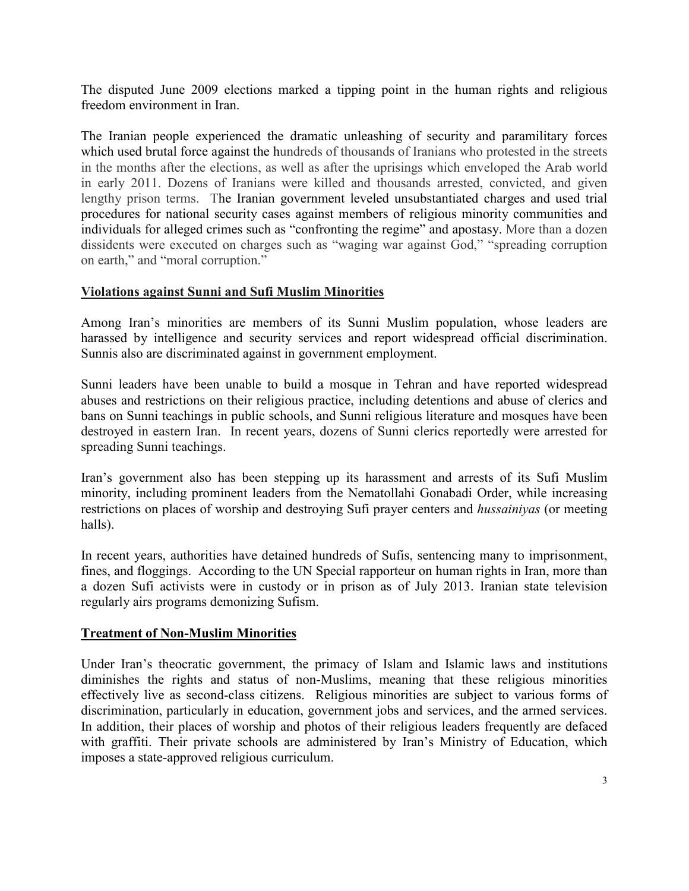The disputed June 2009 elections marked a tipping point in the human rights and religious freedom environment in Iran.

The Iranian people experienced the dramatic unleashing of security and paramilitary forces which used brutal force against the hundreds of thousands of Iranians who protested in the streets in the months after the elections, as well as after the uprisings which enveloped the Arab world in early 2011. Dozens of Iranians were killed and thousands arrested, convicted, and given lengthy prison terms. The Iranian government leveled unsubstantiated charges and used trial procedures for national security cases against members of religious minority communities and individuals for alleged crimes such as "confronting the regime" and apostasy. More than a dozen dissidents were executed on charges such as "waging war against God," "spreading corruption on earth," and "moral corruption."

## Violations against Sunni and Sufi Muslim Minorities

Among Iran's minorities are members of its Sunni Muslim population, whose leaders are harassed by intelligence and security services and report widespread official discrimination. Sunnis also are discriminated against in government employment.

Sunni leaders have been unable to build a mosque in Tehran and have reported widespread abuses and restrictions on their religious practice, including detentions and abuse of clerics and bans on Sunni teachings in public schools, and Sunni religious literature and mosques have been destroyed in eastern Iran. In recent years, dozens of Sunni clerics reportedly were arrested for spreading Sunni teachings.

Iran's government also has been stepping up its harassment and arrests of its Sufi Muslim minority, including prominent leaders from the Nematollahi Gonabadi Order, while increasing restrictions on places of worship and destroying Sufi prayer centers and *hussainiyas* (or meeting halls).

In recent years, authorities have detained hundreds of Sufis, sentencing many to imprisonment, fines, and floggings. According to the UN Special rapporteur on human rights in Iran, more than a dozen Sufi activists were in custody or in prison as of July 2013. Iranian state television regularly airs programs demonizing Sufism.

## Treatment of Non-Muslim Minorities

Under Iran's theocratic government, the primacy of Islam and Islamic laws and institutions diminishes the rights and status of non-Muslims, meaning that these religious minorities effectively live as second-class citizens. Religious minorities are subject to various forms of discrimination, particularly in education, government jobs and services, and the armed services. In addition, their places of worship and photos of their religious leaders frequently are defaced with graffiti. Their private schools are administered by Iran's Ministry of Education, which imposes a state-approved religious curriculum.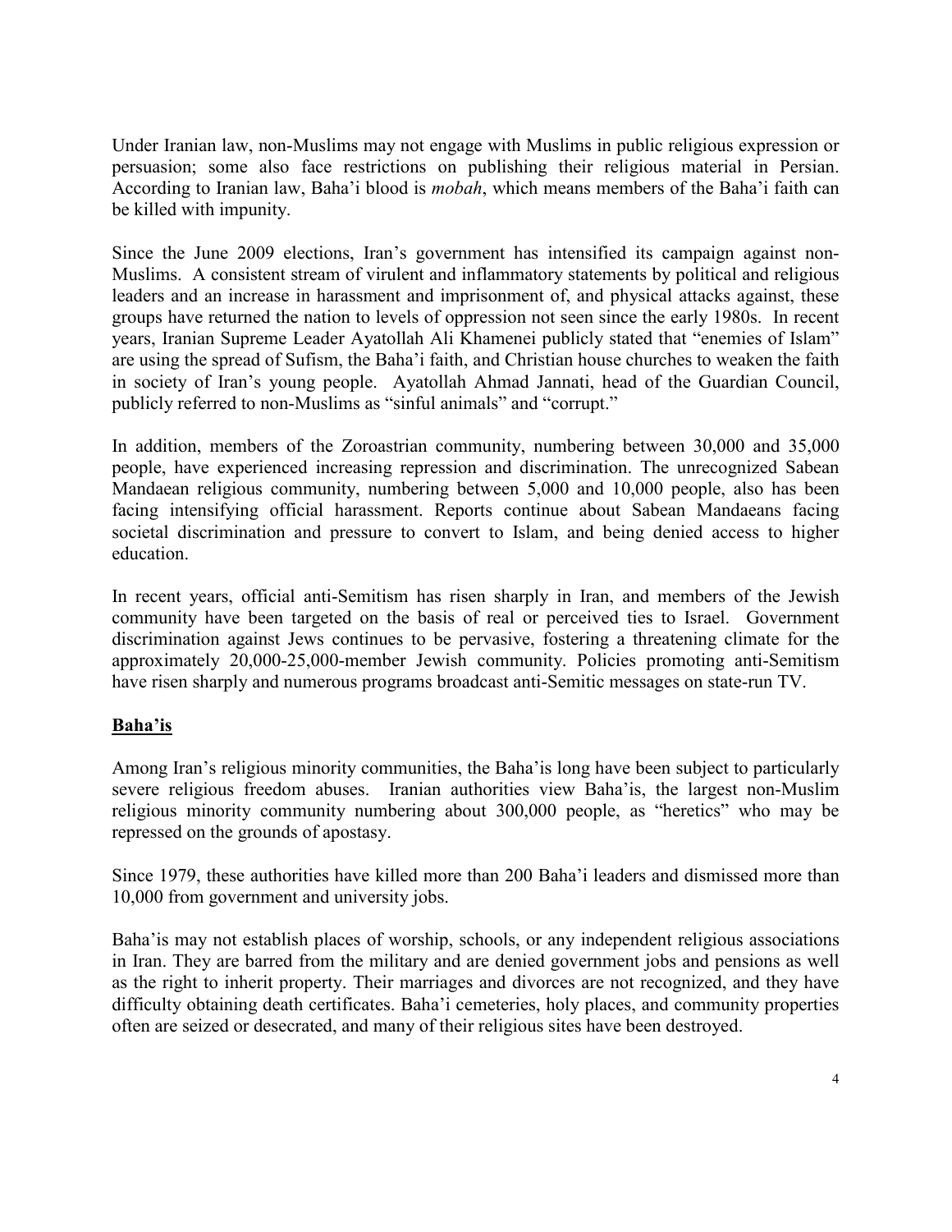Under Iranian law, non-Muslims may not engage with Muslims in public religious expression or persuasion; some also face restrictions on publishing their religious material in Persian. According to Iranian law, Baha'i blood is *mobah*, which means members of the Baha'i faith can be killed with impunity.

Since the June 2009 elections, Iran's government has intensified its campaign against non-Muslims. A consistent stream of virulent and inflammatory statements by political and religious leaders and an increase in harassment and imprisonment of, and physical attacks against, these groups have returned the nation to levels of oppression not seen since the early 1980s. In recent years, Iranian Supreme Leader Ayatollah Ali Khamenei publicly stated that "enemies of Islam" are using the spread of Sufism, the Baha'i faith, and Christian house churches to weaken the faith in society of Iran's young people. Ayatollah Ahmad Jannati, head of the Guardian Council, publicly referred to non-Muslims as "sinful animals" and "corrupt."

In addition, members of the Zoroastrian community, numbering between 30,000 and 35,000 people, have experienced increasing repression and discrimination. The unrecognized Sabean Mandaean religious community, numbering between 5,000 and 10,000 people, also has been facing intensifying official harassment. Reports continue about Sabean Mandaeans facing societal discrimination and pressure to convert to Islam, and being denied access to higher education.

In recent years, official anti-Semitism has risen sharply in Iran, and members of the Jewish community have been targeted on the basis of real or perceived ties to Israel. Government discrimination against Jews continues to be pervasive, fostering a threatening climate for the approximately 20,000-25,000-member Jewish community. Policies promoting anti-Semitism have risen sharply and numerous programs broadcast anti-Semitic messages on state-run TV.

## Baha'is

Among Iran's religious minority communities, the Baha'is long have been subject to particularly severe religious freedom abuses. Iranian authorities view Baha'is, the largest non-Muslim religious minority community numbering about 300,000 people, as "heretics" who may be repressed on the grounds of apostasy.

Since 1979, these authorities have killed more than 200 Baha'i leaders and dismissed more than 10,000 from government and university jobs.

Baha'is may not establish places of worship, schools, or any independent religious associations in Iran. They are barred from the military and are denied government jobs and pensions as well as the right to inherit property. Their marriages and divorces are not recognized, and they have difficulty obtaining death certificates. Baha'i cemeteries, holy places, and community properties often are seized or desecrated, and many of their religious sites have been destroyed.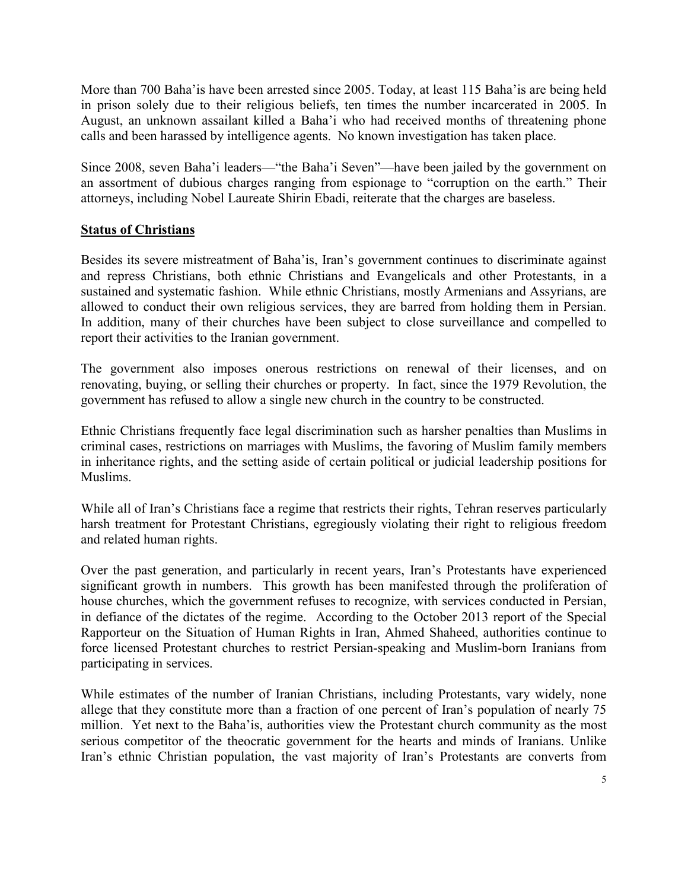More than 700 Baha'is have been arrested since 2005. Today, at least 115 Baha'is are being held in prison solely due to their religious beliefs, ten times the number incarcerated in 2005. In August, an unknown assailant killed a Baha'i who had received months of threatening phone calls and been harassed by intelligence agents. No known investigation has taken place.

Since 2008, seven Baha'i leaders—"the Baha'i Seven"—have been jailed by the government on an assortment of dubious charges ranging from espionage to "corruption on the earth." Their attorneys, including Nobel Laureate Shirin Ebadi, reiterate that the charges are baseless.

## Status of Christians

Besides its severe mistreatment of Baha'is, Iran's government continues to discriminate against and repress Christians, both ethnic Christians and Evangelicals and other Protestants, in a sustained and systematic fashion. While ethnic Christians, mostly Armenians and Assyrians, are allowed to conduct their own religious services, they are barred from holding them in Persian. In addition, many of their churches have been subject to close surveillance and compelled to report their activities to the Iranian government.

The government also imposes onerous restrictions on renewal of their licenses, and on renovating, buying, or selling their churches or property. In fact, since the 1979 Revolution, the government has refused to allow a single new church in the country to be constructed.

Ethnic Christians frequently face legal discrimination such as harsher penalties than Muslims in criminal cases, restrictions on marriages with Muslims, the favoring of Muslim family members in inheritance rights, and the setting aside of certain political or judicial leadership positions for Muslims.

While all of Iran's Christians face a regime that restricts their rights, Tehran reserves particularly harsh treatment for Protestant Christians, egregiously violating their right to religious freedom and related human rights.

Over the past generation, and particularly in recent years, Iran's Protestants have experienced significant growth in numbers. This growth has been manifested through the proliferation of house churches, which the government refuses to recognize, with services conducted in Persian, in defiance of the dictates of the regime. According to the October 2013 report of the Special Rapporteur on the Situation of Human Rights in Iran, Ahmed Shaheed, authorities continue to force licensed Protestant churches to restrict Persian-speaking and Muslim-born Iranians from participating in services.

While estimates of the number of Iranian Christians, including Protestants, vary widely, none allege that they constitute more than a fraction of one percent of Iran's population of nearly 75 million. Yet next to the Baha'is, authorities view the Protestant church community as the most serious competitor of the theocratic government for the hearts and minds of Iranians. Unlike Iran's ethnic Christian population, the vast majority of Iran's Protestants are converts from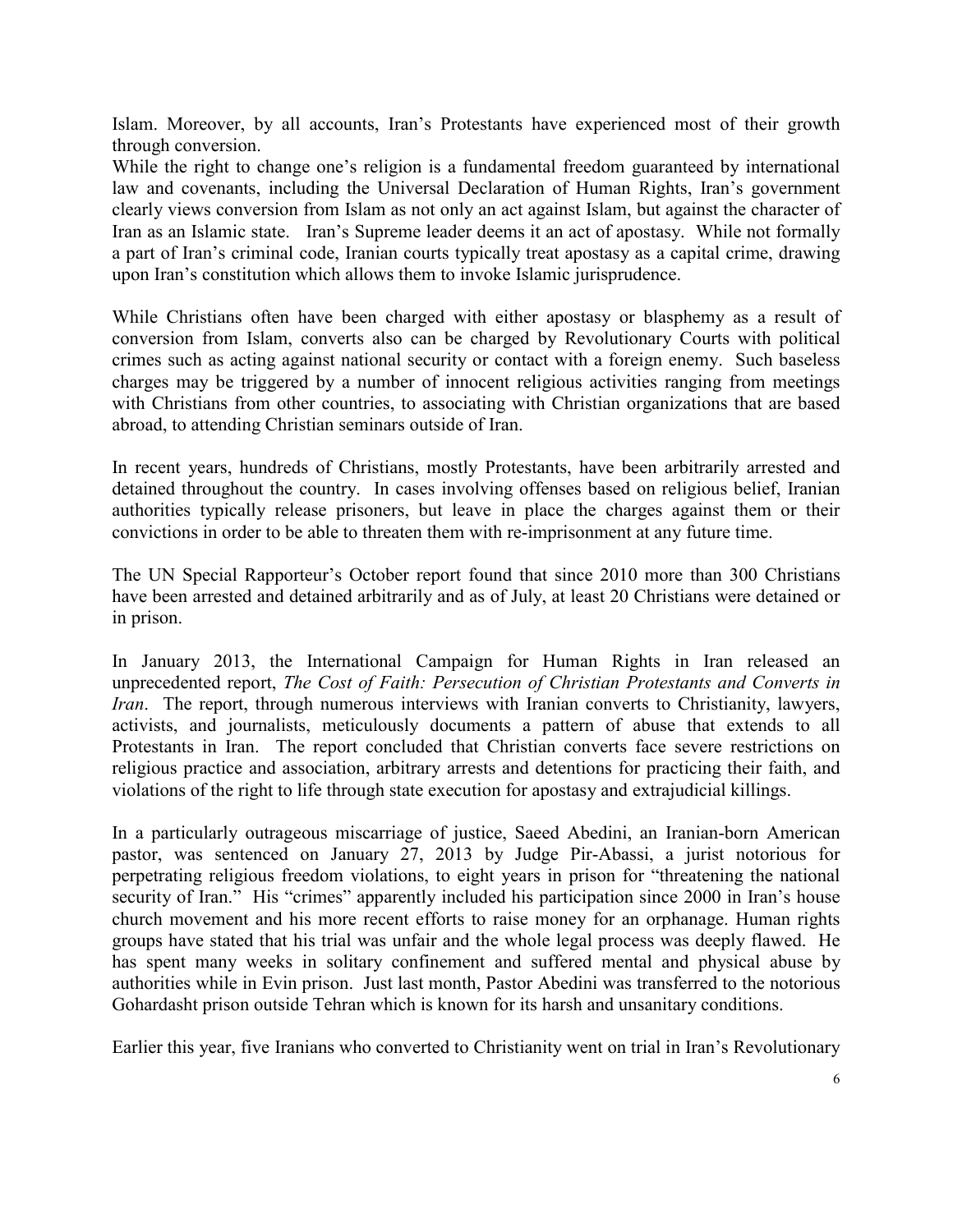Islam. Moreover, by all accounts, Iran's Protestants have experienced most of their growth through conversion.

While the right to change one's religion is a fundamental freedom guaranteed by international law and covenants, including the Universal Declaration of Human Rights, Iran's government clearly views conversion from Islam as not only an act against Islam, but against the character of Iran as an Islamic state. Iran's Supreme leader deems it an act of apostasy. While not formally a part of Iran's criminal code, Iranian courts typically treat apostasy as a capital crime, drawing upon Iran's constitution which allows them to invoke Islamic jurisprudence.

While Christians often have been charged with either apostasy or blasphemy as a result of conversion from Islam, converts also can be charged by Revolutionary Courts with political crimes such as acting against national security or contact with a foreign enemy. Such baseless charges may be triggered by a number of innocent religious activities ranging from meetings with Christians from other countries, to associating with Christian organizations that are based abroad, to attending Christian seminars outside of Iran.

In recent years, hundreds of Christians, mostly Protestants, have been arbitrarily arrested and detained throughout the country. In cases involving offenses based on religious belief, Iranian authorities typically release prisoners, but leave in place the charges against them or their convictions in order to be able to threaten them with re-imprisonment at any future time.

The UN Special Rapporteur's October report found that since 2010 more than 300 Christians have been arrested and detained arbitrarily and as of July, at least 20 Christians were detained or in prison.

In January 2013, the International Campaign for Human Rights in Iran released an unprecedented report, *The Cost of Faith: Persecution of Christian Protestants and Converts in Iran*. The report, through numerous interviews with Iranian converts to Christianity, lawyers, activists, and journalists, meticulously documents a pattern of abuse that extends to all Protestants in Iran. The report concluded that Christian converts face severe restrictions on religious practice and association, arbitrary arrests and detentions for practicing their faith, and violations of the right to life through state execution for apostasy and extrajudicial killings.

In a particularly outrageous miscarriage of justice, Saeed Abedini, an Iranian-born American pastor, was sentenced on January 27, 2013 by Judge Pir-Abassi, a jurist notorious for perpetrating religious freedom violations, to eight years in prison for "threatening the national security of Iran." His "crimes" apparently included his participation since 2000 in Iran's house church movement and his more recent efforts to raise money for an orphanage. Human rights groups have stated that his trial was unfair and the whole legal process was deeply flawed. He has spent many weeks in solitary confinement and suffered mental and physical abuse by authorities while in Evin prison. Just last month, Pastor Abedini was transferred to the notorious Gohardasht prison outside Tehran which is known for its harsh and unsanitary conditions.

Earlier this year, five Iranians who converted to Christianity went on trial in Iran's Revolutionary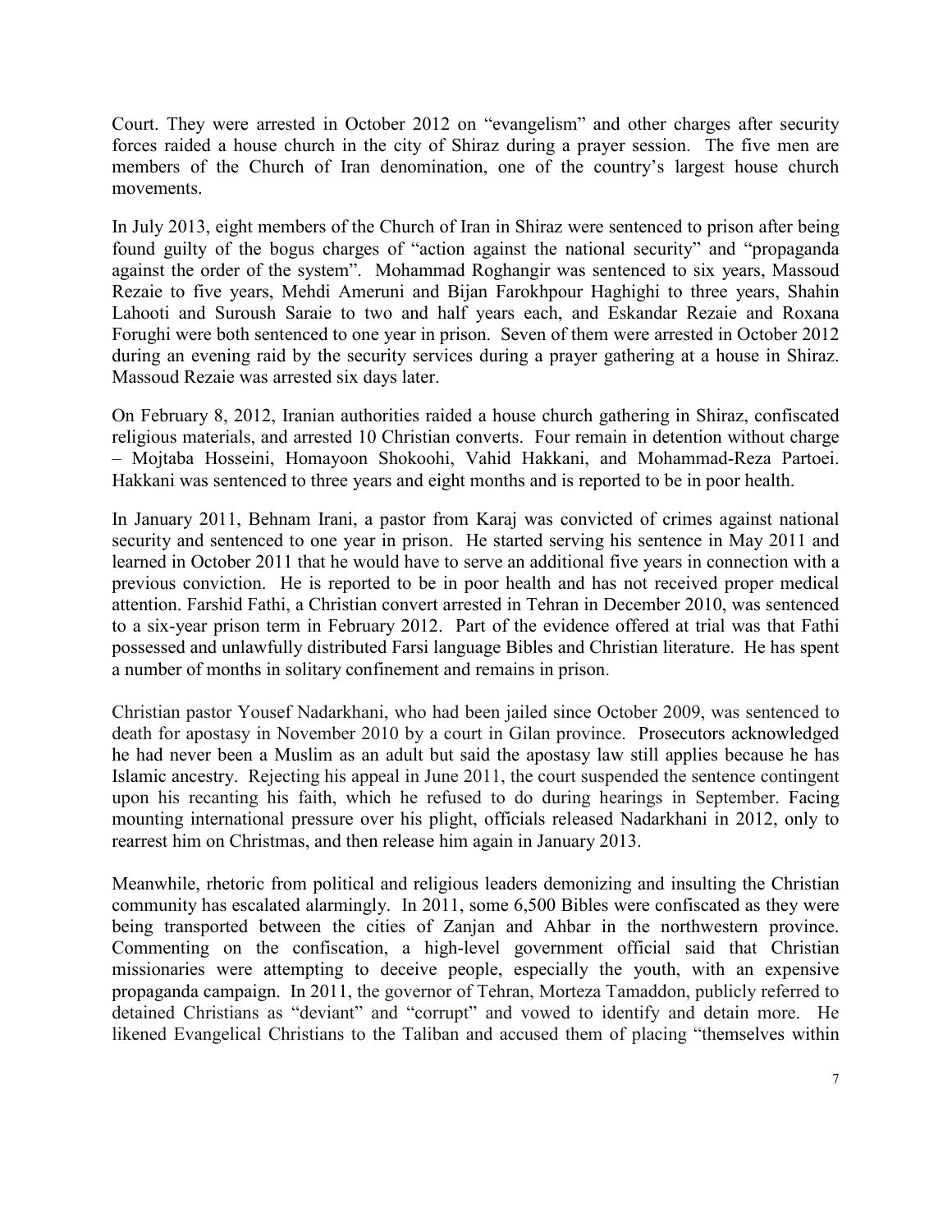Court. They were arrested in October 2012 on "evangelism" and other charges after security forces raided a house church in the city of Shiraz during a prayer session. The five men are members of the Church of Iran denomination, one of the country's largest house church movements.

In July 2013, eight members of the Church of Iran in Shiraz were sentenced to prison after being found guilty of the bogus charges of "action against the national security" and "propaganda against the order of the system". Mohammad Roghangir was sentenced to six years, Massoud Rezaie to five years, Mehdi Ameruni and Bijan Farokhpour Haghighi to three years, Shahin Lahooti and Suroush Saraie to two and half years each, and Eskandar Rezaie and Roxana Forughi were both sentenced to one year in prison. Seven of them were arrested in October 2012 during an evening raid by the security services during a prayer gathering at a house in Shiraz. Massoud Rezaie was arrested six days later.

On February 8, 2012, Iranian authorities raided a house church gathering in Shiraz, confiscated religious materials, and arrested 10 Christian converts. Four remain in detention without charge – Mojtaba Hosseini, Homayoon Shokoohi, Vahid Hakkani, and Mohammad-Reza Partoei. Hakkani was sentenced to three years and eight months and is reported to be in poor health.

In January 2011, Behnam Irani, a pastor from Karaj was convicted of crimes against national security and sentenced to one year in prison. He started serving his sentence in May 2011 and learned in October 2011 that he would have to serve an additional five years in connection with a previous conviction. He is reported to be in poor health and has not received proper medical attention. Farshid Fathi, a Christian convert arrested in Tehran in December 2010, was sentenced to a six-year prison term in February 2012. Part of the evidence offered at trial was that Fathi possessed and unlawfully distributed Farsi language Bibles and Christian literature. He has spent a number of months in solitary confinement and remains in prison.

Christian pastor Yousef Nadarkhani, who had been jailed since October 2009, was sentenced to death for apostasy in November 2010 by a court in Gilan province. Prosecutors acknowledged he had never been a Muslim as an adult but said the apostasy law still applies because he has Islamic ancestry. Rejecting his appeal in June 2011, the court suspended the sentence contingent upon his recanting his faith, which he refused to do during hearings in September. Facing mounting international pressure over his plight, officials released Nadarkhani in 2012, only to rearrest him on Christmas, and then release him again in January 2013.

Meanwhile, rhetoric from political and religious leaders demonizing and insulting the Christian community has escalated alarmingly. In 2011, some 6,500 Bibles were confiscated as they were being transported between the cities of Zanjan and Ahbar in the northwestern province. Commenting on the confiscation, a high-level government official said that Christian missionaries were attempting to deceive people, especially the youth, with an expensive propaganda campaign. In 2011, the governor of Tehran, Morteza Tamaddon, publicly referred to detained Christians as "deviant" and "corrupt" and vowed to identify and detain more. He likened Evangelical Christians to the Taliban and accused them of placing "themselves within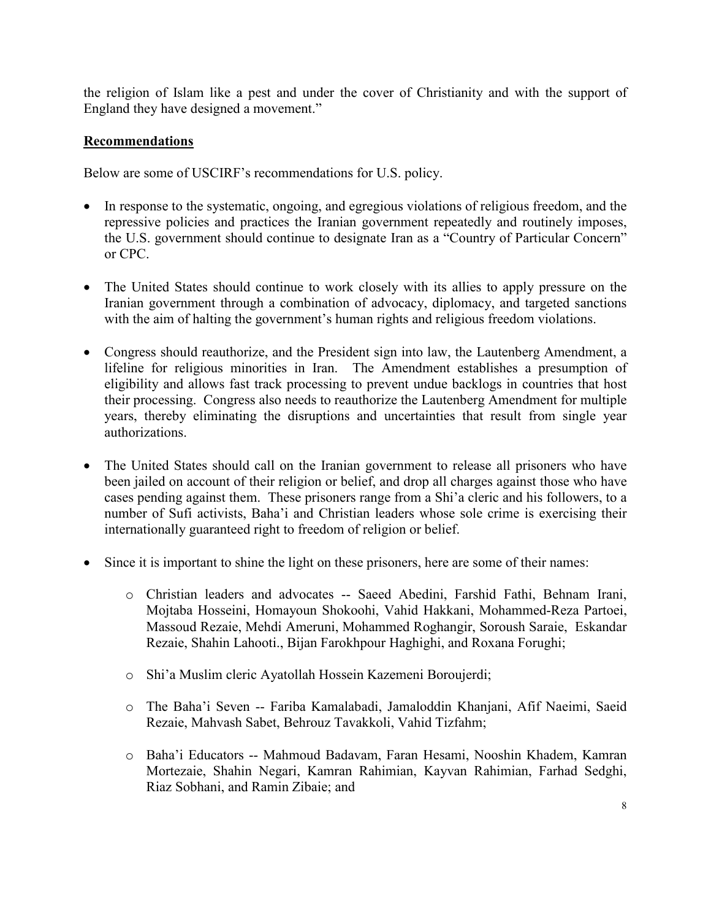the religion of Islam like a pest and under the cover of Christianity and with the support of England they have designed a movement."

**Recommendations**

Below are some of USCIRF's recommendations for U.S. policy.

- In response to the systematic, ongoing, and egregious violations of religious freedom, and the repressive policies and practices the Iranian government repeatedly and routinely imposes, the U.S. government should continue to designate Iran as a "Country of Particular Concern" or CPC.

- The United States should continue to work closely with its allies to apply pressure on the Iranian government through a combination of advocacy, diplomacy, and targeted sanctions with the aim of halting the government's human rights and religious freedom violations.

- Congress should reauthorize, and the President sign into law, the Lautenberg Amendment, a lifeline for religious minorities in Iran. The Amendment establishes a presumption of eligibility and allows fast track processing to prevent undue backlogs in countries that host their processing. Congress also needs to reauthorize the Lautenberg Amendment for multiple years, thereby eliminating the disruptions and uncertainties that result from single year authorizations.

- The United States should call on the Iranian government to release all prisoners who have been jailed on account of their religion or belief, and drop all charges against those who have cases pending against them. These prisoners range from a Shi'a cleric and his followers, to a number of Sufi activists, Baha'i and Christian leaders whose sole crime is exercising their internationally guaranteed right to freedom of religion or belief.

- Since it is important to shine the light on these prisoners, here are some of their names:
  - Christian leaders and advocates -- Saeed Abedini, Farshid Fathi, Behnam Irani, Mojtaba Hosseini, Homayoun Shokoohi, Vahid Hakkani, Mohammed-Reza Partoei, Massoud Rezaie, Mehdi Ameruni, Mohammed Roghangir, Soroush Saraie, Eskandar Rezaie, Shahin Lahooti., Bijan Farokhpour Haghighi, and Roxana Forughi;
  - Shi'a Muslim cleric Ayatollah Hossein Kazemeni Boroujerdi;
  - The Baha'i Seven -- Fariba Kamalabadi, Jamaloddin Khanjani, Afif Naeimi, Saeid Rezaie, Mahvash Sabet, Behrouz Tavakkoli, Vahid Tizfahm;
  - Baha'i Educators -- Mahmoud Badavam, Faran Hesami, Nooshin Khadem, Kamran Mortezaie, Shahin Negari, Kamran Rahimian, Kayvan Rahimian, Farhad Sedghi, Riaz Sobhani, and Ramin Zibaie; and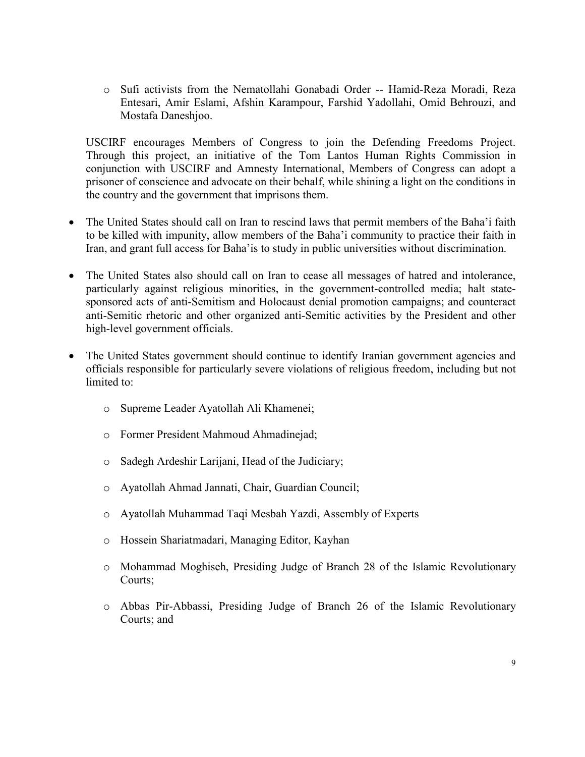- Sufi activists from the Nematollahi Gonabadi Order -- Hamid-Reza Moradi, Reza Entesari, Amir Eslami, Afshin Karampour, Farshid Yadollahi, Omid Behrouzi, and Mostafa Daneshjoo.

USCIRF encourages Members of Congress to join the Defending Freedoms Project. Through this project, an initiative of the Tom Lantos Human Rights Commission in conjunction with USCIRF and Amnesty International, Members of Congress can adopt a prisoner of conscience and advocate on their behalf, while shining a light on the conditions in the country and the government that imprisons them.

- The United States should call on Iran to rescind laws that permit members of the Baha'i faith to be killed with impunity, allow members of the Baha'i community to practice their faith in Iran, and grant full access for Baha'is to study in public universities without discrimination.

- The United States also should call on Iran to cease all messages of hatred and intolerance, particularly against religious minorities, in the government-controlled media; halt state-sponsored acts of anti-Semitism and Holocaust denial promotion campaigns; and counteract anti-Semitic rhetoric and other organized anti-Semitic activities by the President and other high-level government officials.

- The United States government should continue to identify Iranian government agencies and officials responsible for particularly severe violations of religious freedom, including but not limited to:

  - Supreme Leader Ayatollah Ali Khamenei;
  - Former President Mahmoud Ahmadinejad;
  - Sadegh Ardeshir Larijani, Head of the Judiciary;
  - Ayatollah Ahmad Jannati, Chair, Guardian Council;
  - Ayatollah Muhammad Taqi Mesbah Yazdi, Assembly of Experts
  - Hossein Shariatmadari, Managing Editor, Kayhan
  - Mohammad Moghiseh, Presiding Judge of Branch 28 of the Islamic Revolutionary Courts;
  - Abbas Pir-Abbassi, Presiding Judge of Branch 26 of the Islamic Revolutionary Courts; and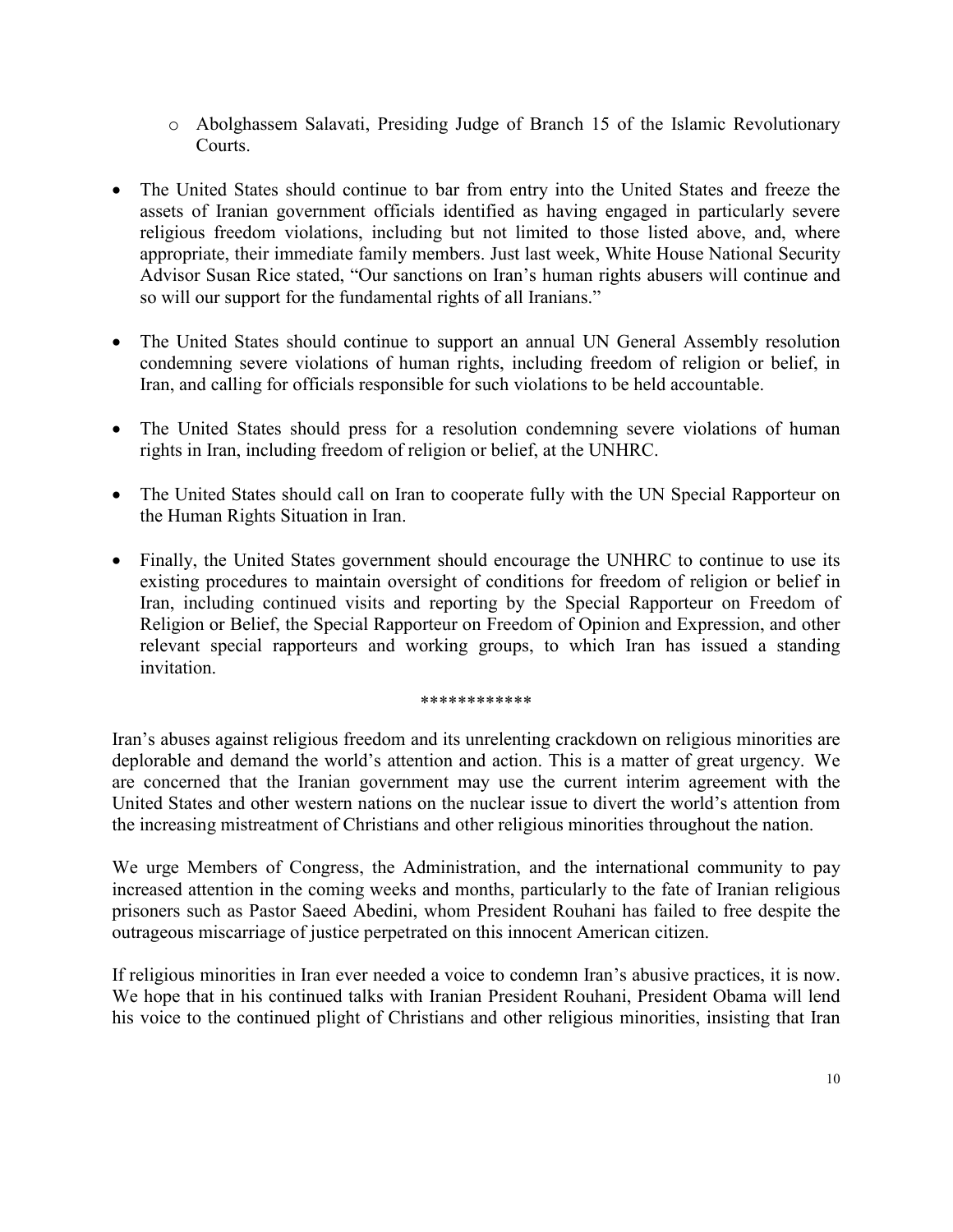- Abolghassem Salavati, Presiding Judge of Branch 15 of the Islamic Revolutionary Courts.

- The United States should continue to bar from entry into the United States and freeze the assets of Iranian government officials identified as having engaged in particularly severe religious freedom violations, including but not limited to those listed above, and, where appropriate, their immediate family members. Just last week, White House National Security Advisor Susan Rice stated, "Our sanctions on Iran's human rights abusers will continue and so will our support for the fundamental rights of all Iranians."

- The United States should continue to support an annual UN General Assembly resolution condemning severe violations of human rights, including freedom of religion or belief, in Iran, and calling for officials responsible for such violations to be held accountable.

- The United States should press for a resolution condemning severe violations of human rights in Iran, including freedom of religion or belief, at the UNHRC.

- The United States should call on Iran to cooperate fully with the UN Special Rapporteur on the Human Rights Situation in Iran.

- Finally, the United States government should encourage the UNHRC to continue to use its existing procedures to maintain oversight of conditions for freedom of religion or belief in Iran, including continued visits and reporting by the Special Rapporteur on Freedom of Religion or Belief, the Special Rapporteur on Freedom of Opinion and Expression, and other relevant special rapporteurs and working groups, to which Iran has issued a standing invitation.

************

Iran's abuses against religious freedom and its unrelenting crackdown on religious minorities are deplorable and demand the world's attention and action. This is a matter of great urgency. We are concerned that the Iranian government may use the current interim agreement with the United States and other western nations on the nuclear issue to divert the world's attention from the increasing mistreatment of Christians and other religious minorities throughout the nation.

We urge Members of Congress, the Administration, and the international community to pay increased attention in the coming weeks and months, particularly to the fate of Iranian religious prisoners such as Pastor Saeed Abedini, whom President Rouhani has failed to free despite the outrageous miscarriage of justice perpetrated on this innocent American citizen.

If religious minorities in Iran ever needed a voice to condemn Iran's abusive practices, it is now. We hope that in his continued talks with Iranian President Rouhani, President Obama will lend his voice to the continued plight of Christians and other religious minorities, insisting that Iran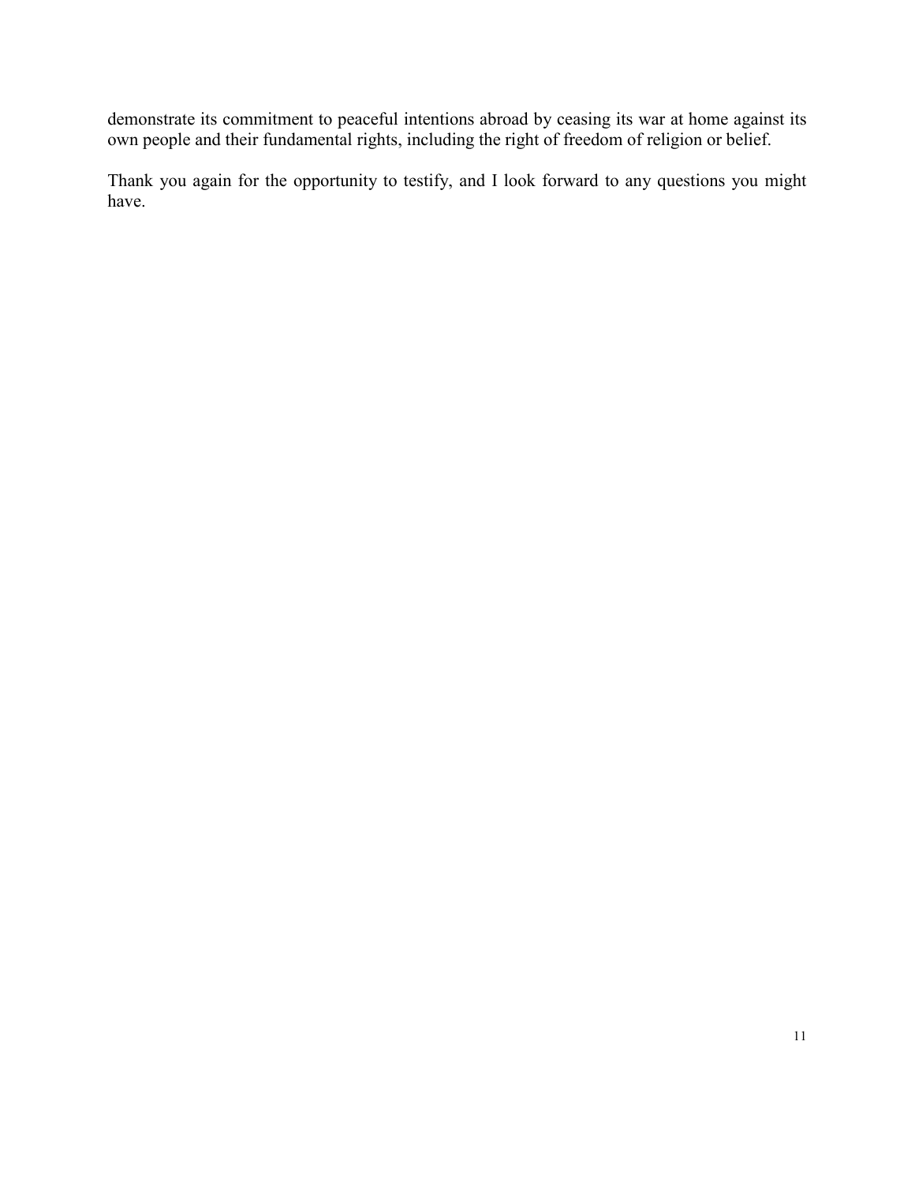demonstrate its commitment to peaceful intentions abroad by ceasing its war at home against its own people and their fundamental rights, including the right of freedom of religion or belief.

Thank you again for the opportunity to testify, and I look forward to any questions you might have.